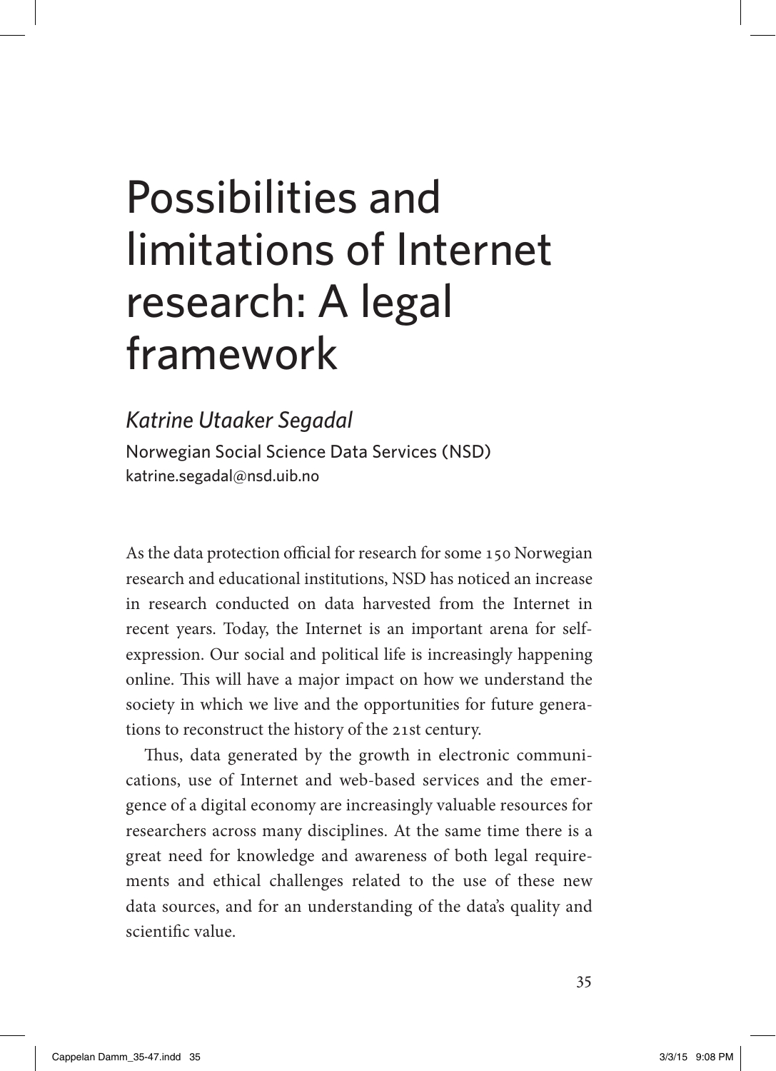# Possibilities and limitations of Internet research: A legal framework

*Katrine Utaaker Segadal*

Norwegian Social Science Data Services (NSD)
katrine.segadal@nsd.uib.no

As the data protection official for research for some 150 Norwegian research and educational institutions, NSD has noticed an increase in research conducted on data harvested from the Internet in recent years. Today, the Internet is an important arena for self-expression. Our social and political life is increasingly happening online. This will have a major impact on how we understand the society in which we live and the opportunities for future generations to reconstruct the history of the 21st century.

Thus, data generated by the growth in electronic communications, use of Internet and web-based services and the emergence of a digital economy are increasingly valuable resources for researchers across many disciplines. At the same time there is a great need for knowledge and awareness of both legal requirements and ethical challenges related to the use of these new data sources, and for an understanding of the data's quality and scientific value.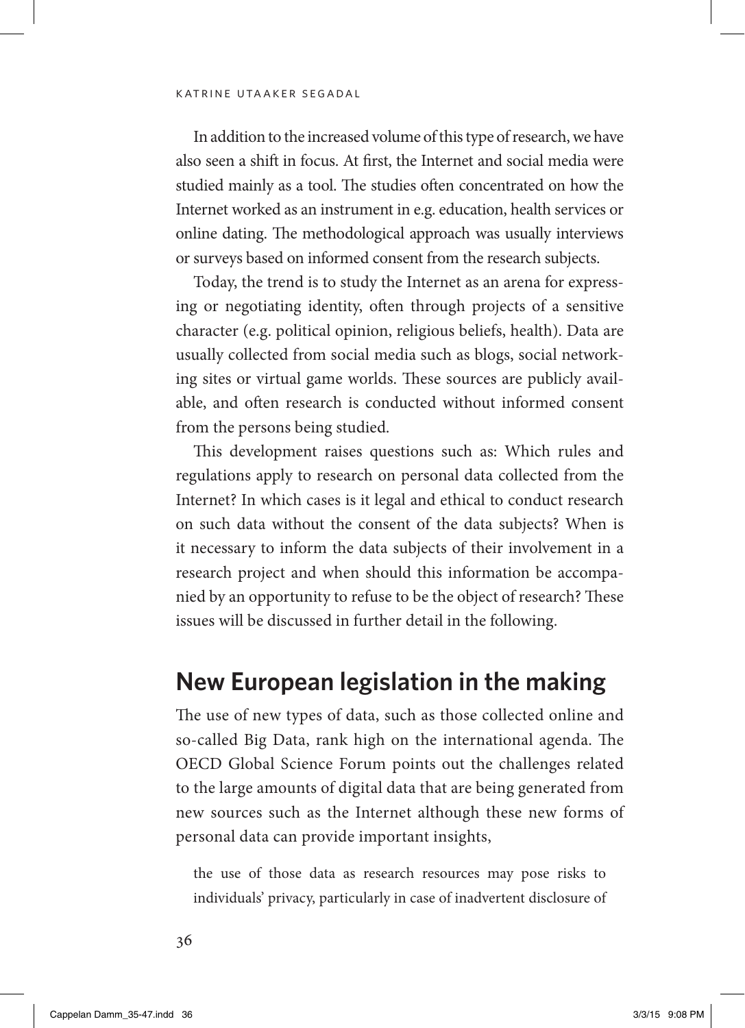In addition to the increased volume of this type of research, we have also seen a shift in focus. At first, the Internet and social media were studied mainly as a tool. The studies often concentrated on how the Internet worked as an instrument in e.g. education, health services or online dating. The methodological approach was usually interviews or surveys based on informed consent from the research subjects.

Today, the trend is to study the Internet as an arena for expressing or negotiating identity, often through projects of a sensitive character (e.g. political opinion, religious beliefs, health). Data are usually collected from social media such as blogs, social networking sites or virtual game worlds. These sources are publicly available, and often research is conducted without informed consent from the persons being studied.

This development raises questions such as: Which rules and regulations apply to research on personal data collected from the Internet? In which cases is it legal and ethical to conduct research on such data without the consent of the data subjects? When is it necessary to inform the data subjects of their involvement in a research project and when should this information be accompanied by an opportunity to refuse to be the object of research? These issues will be discussed in further detail in the following.

## New European legislation in the making

The use of new types of data, such as those collected online and so-called Big Data, rank high on the international agenda. The OECD Global Science Forum points out the challenges related to the large amounts of digital data that are being generated from new sources such as the Internet although these new forms of personal data can provide important insights,

> the use of those data as research resources may pose risks to individuals' privacy, particularly in case of inadvertent disclosure of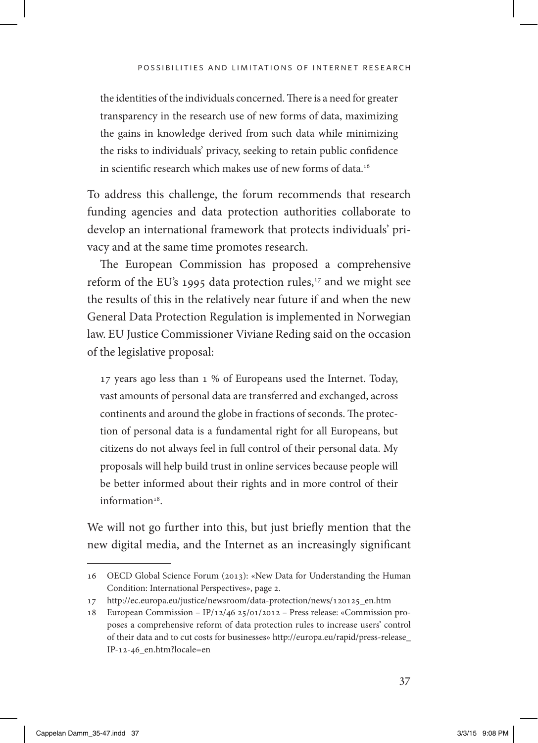> the identities of the individuals concerned. There is a need for greater transparency in the research use of new forms of data, maximizing the gains in knowledge derived from such data while minimizing the risks to individuals' privacy, seeking to retain public confidence in scientific research which makes use of new forms of data.[16]

To address this challenge, the forum recommends that research funding agencies and data protection authorities collaborate to develop an international framework that protects individuals' privacy and at the same time promotes research.

The European Commission has proposed a comprehensive reform of the EU's 1995 data protection rules,[17] and we might see the results of this in the relatively near future if and when the new General Data Protection Regulation is implemented in Norwegian law. EU Justice Commissioner Viviane Reding said on the occasion of the legislative proposal:

> 17 years ago less than 1 % of Europeans used the Internet. Today, vast amounts of personal data are transferred and exchanged, across continents and around the globe in fractions of seconds. The protection of personal data is a fundamental right for all Europeans, but citizens do not always feel in full control of their personal data. My proposals will help build trust in online services because people will be better informed about their rights and in more control of their information[18].

We will not go further into this, but just briefly mention that the new digital media, and the Internet as an increasingly significant

---

16 OECD Global Science Forum (2013): «New Data for Understanding the Human Condition: International Perspectives», page 2.

17 http://ec.europa.eu/justice/newsroom/data-protection/news/120125_en.htm

18 European Commission – IP/12/46 25/01/2012 – Press release: «Commission proposes a comprehensive reform of data protection rules to increase users' control of their data and to cut costs for businesses» http://europa.eu/rapid/press-release_IP-12-46_en.htm?locale=en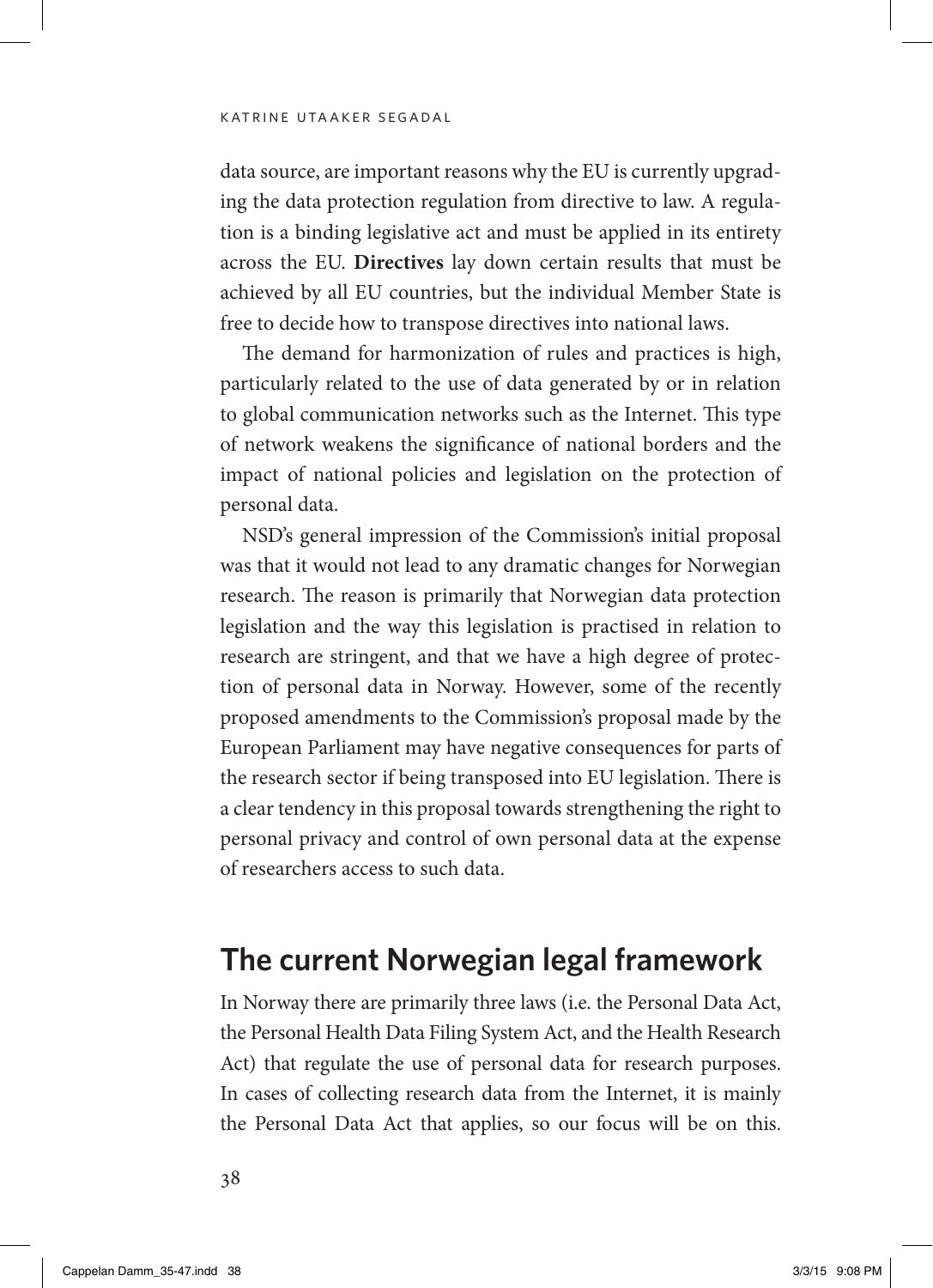data source, are important reasons why the EU is currently upgrading the data protection regulation from directive to law. A regulation is a binding legislative act and must be applied in its entirety across the EU. **Directives** lay down certain results that must be achieved by all EU countries, but the individual Member State is free to decide how to transpose directives into national laws.

The demand for harmonization of rules and practices is high, particularly related to the use of data generated by or in relation to global communication networks such as the Internet. This type of network weakens the significance of national borders and the impact of national policies and legislation on the protection of personal data.

NSD's general impression of the Commission's initial proposal was that it would not lead to any dramatic changes for Norwegian research. The reason is primarily that Norwegian data protection legislation and the way this legislation is practised in relation to research are stringent, and that we have a high degree of protection of personal data in Norway. However, some of the recently proposed amendments to the Commission's proposal made by the European Parliament may have negative consequences for parts of the research sector if being transposed into EU legislation. There is a clear tendency in this proposal towards strengthening the right to personal privacy and control of own personal data at the expense of researchers access to such data.

## The current Norwegian legal framework

In Norway there are primarily three laws (i.e. the Personal Data Act, the Personal Health Data Filing System Act, and the Health Research Act) that regulate the use of personal data for research purposes. In cases of collecting research data from the Internet, it is mainly the Personal Data Act that applies, so our focus will be on this.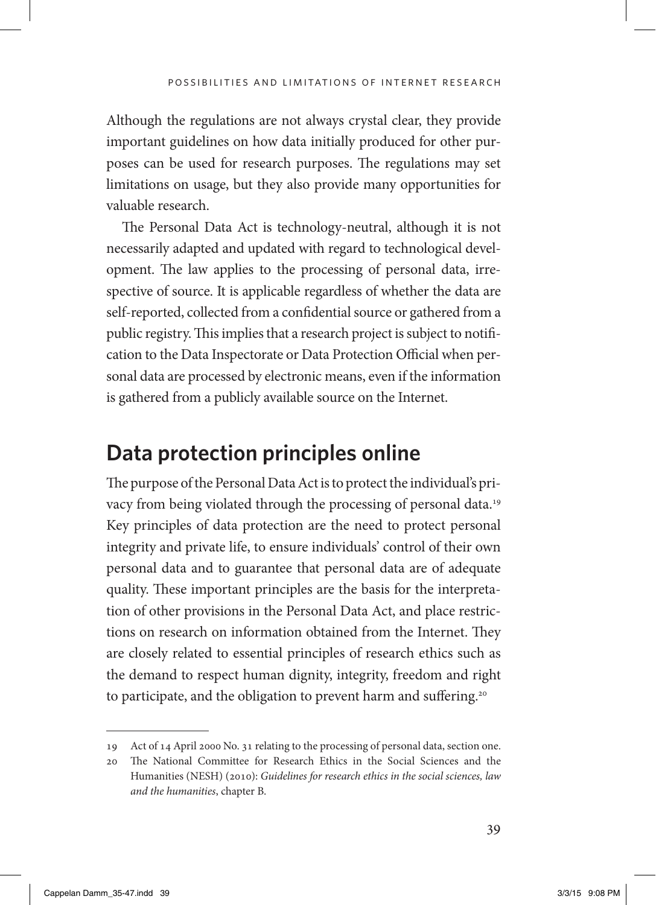Although the regulations are not always crystal clear, they provide important guidelines on how data initially produced for other purposes can be used for research purposes. The regulations may set limitations on usage, but they also provide many opportunities for valuable research.

The Personal Data Act is technology-neutral, although it is not necessarily adapted and updated with regard to technological development. The law applies to the processing of personal data, irrespective of source. It is applicable regardless of whether the data are self-reported, collected from a confidential source or gathered from a public registry. This implies that a research project is subject to notification to the Data Inspectorate or Data Protection Official when personal data are processed by electronic means, even if the information is gathered from a publicly available source on the Internet.

## Data protection principles online

The purpose of the Personal Data Act is to protect the individual's privacy from being violated through the processing of personal data.[19] Key principles of data protection are the need to protect personal integrity and private life, to ensure individuals' control of their own personal data and to guarantee that personal data are of adequate quality. These important principles are the basis for the interpretation of other provisions in the Personal Data Act, and place restrictions on research on information obtained from the Internet. They are closely related to essential principles of research ethics such as the demand to respect human dignity, integrity, freedom and right to participate, and the obligation to prevent harm and suffering.[20]

---

19 Act of 14 April 2000 No. 31 relating to the processing of personal data, section one.

20 The National Committee for Research Ethics in the Social Sciences and the Humanities (NESH) (2010): *Guidelines for research ethics in the social sciences, law and the humanities*, chapter B.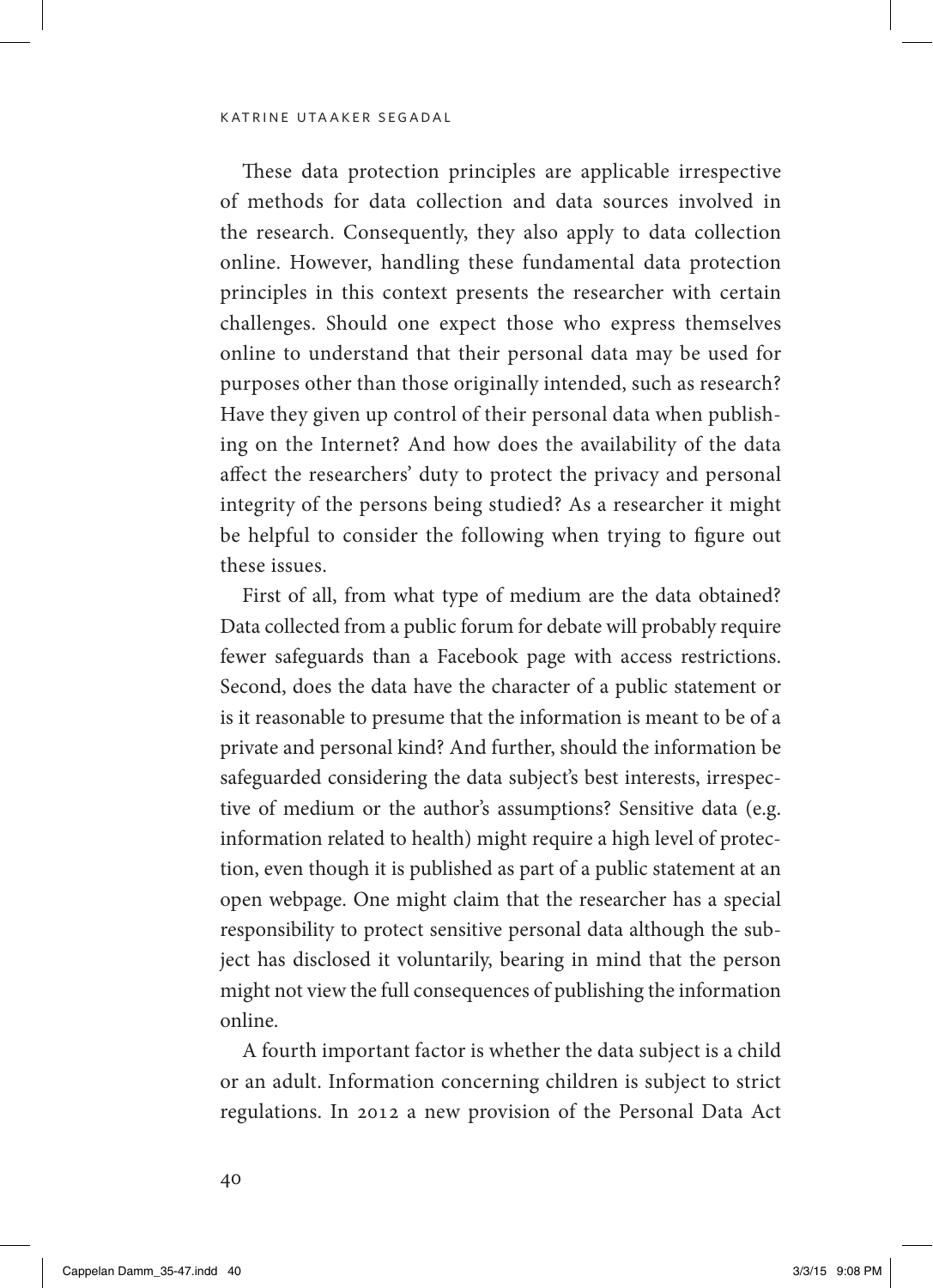These data protection principles are applicable irrespective of methods for data collection and data sources involved in the research. Consequently, they also apply to data collection online. However, handling these fundamental data protection principles in this context presents the researcher with certain challenges. Should one expect those who express themselves online to understand that their personal data may be used for purposes other than those originally intended, such as research? Have they given up control of their personal data when publishing on the Internet? And how does the availability of the data affect the researchers' duty to protect the privacy and personal integrity of the persons being studied? As a researcher it might be helpful to consider the following when trying to figure out these issues.

First of all, from what type of medium are the data obtained? Data collected from a public forum for debate will probably require fewer safeguards than a Facebook page with access restrictions. Second, does the data have the character of a public statement or is it reasonable to presume that the information is meant to be of a private and personal kind? And further, should the information be safeguarded considering the data subject's best interests, irrespective of medium or the author's assumptions? Sensitive data (e.g. information related to health) might require a high level of protection, even though it is published as part of a public statement at an open webpage. One might claim that the researcher has a special responsibility to protect sensitive personal data although the subject has disclosed it voluntarily, bearing in mind that the person might not view the full consequences of publishing the information online.

A fourth important factor is whether the data subject is a child or an adult. Information concerning children is subject to strict regulations. In 2012 a new provision of the Personal Data Act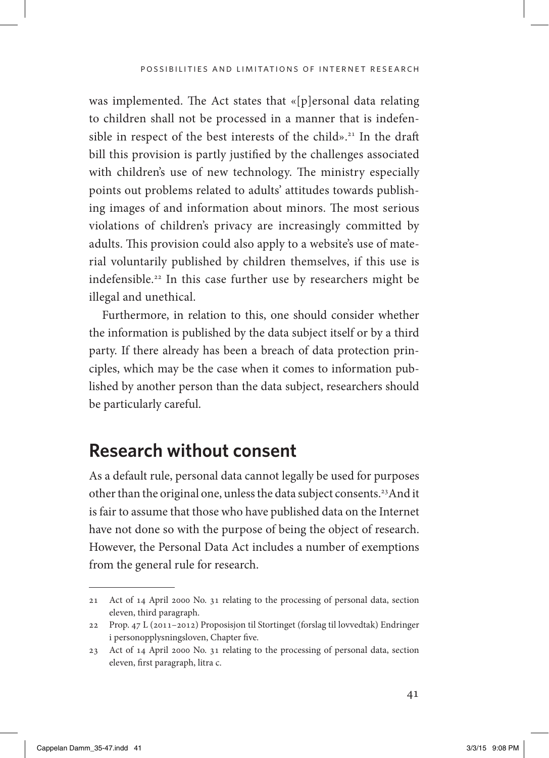was implemented. The Act states that «[p]ersonal data relating to children shall not be processed in a manner that is indefensible in respect of the best interests of the child».[21] In the draft bill this provision is partly justified by the challenges associated with children's use of new technology. The ministry especially points out problems related to adults' attitudes towards publishing images of and information about minors. The most serious violations of children's privacy are increasingly committed by adults. This provision could also apply to a website's use of material voluntarily published by children themselves, if this use is indefensible.[22] In this case further use by researchers might be illegal and unethical.

Furthermore, in relation to this, one should consider whether the information is published by the data subject itself or by a third party. If there already has been a breach of data protection principles, which may be the case when it comes to information published by another person than the data subject, researchers should be particularly careful.

## Research without consent

As a default rule, personal data cannot legally be used for purposes other than the original one, unless the data subject consents.[23] And it is fair to assume that those who have published data on the Internet have not done so with the purpose of being the object of research. However, the Personal Data Act includes a number of exemptions from the general rule for research.

---

21 Act of 14 April 2000 No. 31 relating to the processing of personal data, section eleven, third paragraph.

22 Prop. 47 L (2011–2012) Proposisjon til Stortinget (forslag til lovvedtak) Endringer i personopplysningsloven, Chapter five.

23 Act of 14 April 2000 No. 31 relating to the processing of personal data, section eleven, first paragraph, litra c.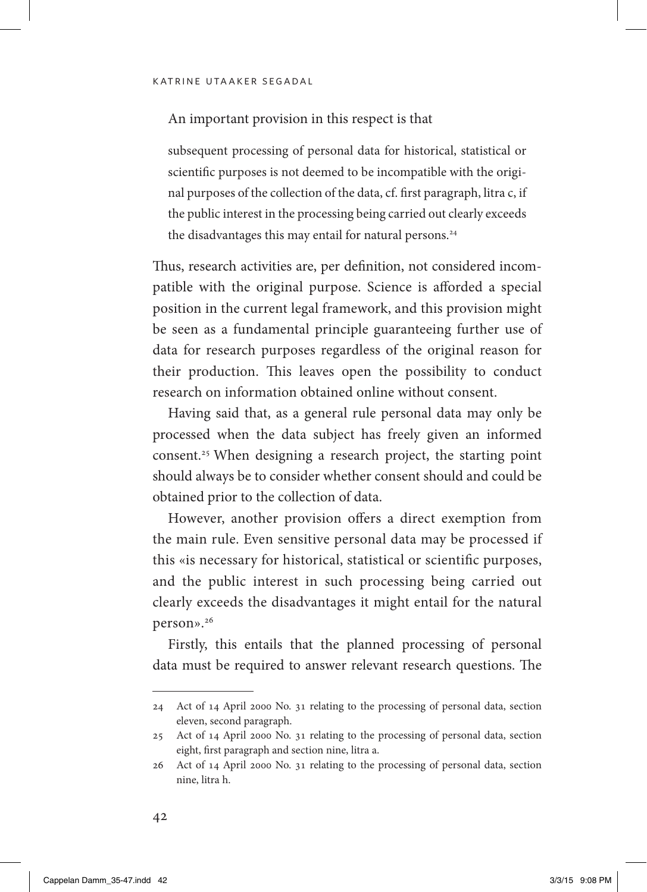An important provision in this respect is that

> subsequent processing of personal data for historical, statistical or scientific purposes is not deemed to be incompatible with the original purposes of the collection of the data, cf. first paragraph, litra c, if the public interest in the processing being carried out clearly exceeds the disadvantages this may entail for natural persons.[24]

Thus, research activities are, per definition, not considered incompatible with the original purpose. Science is afforded a special position in the current legal framework, and this provision might be seen as a fundamental principle guaranteeing further use of data for research purposes regardless of the original reason for their production. This leaves open the possibility to conduct research on information obtained online without consent.

Having said that, as a general rule personal data may only be processed when the data subject has freely given an informed consent.[25] When designing a research project, the starting point should always be to consider whether consent should and could be obtained prior to the collection of data.

However, another provision offers a direct exemption from the main rule. Even sensitive personal data may be processed if this «is necessary for historical, statistical or scientific purposes, and the public interest in such processing being carried out clearly exceeds the disadvantages it might entail for the natural person».[26]

Firstly, this entails that the planned processing of personal data must be required to answer relevant research questions. The

---

24 Act of 14 April 2000 No. 31 relating to the processing of personal data, section eleven, second paragraph.

25 Act of 14 April 2000 No. 31 relating to the processing of personal data, section eight, first paragraph and section nine, litra a.

26 Act of 14 April 2000 No. 31 relating to the processing of personal data, section nine, litra h.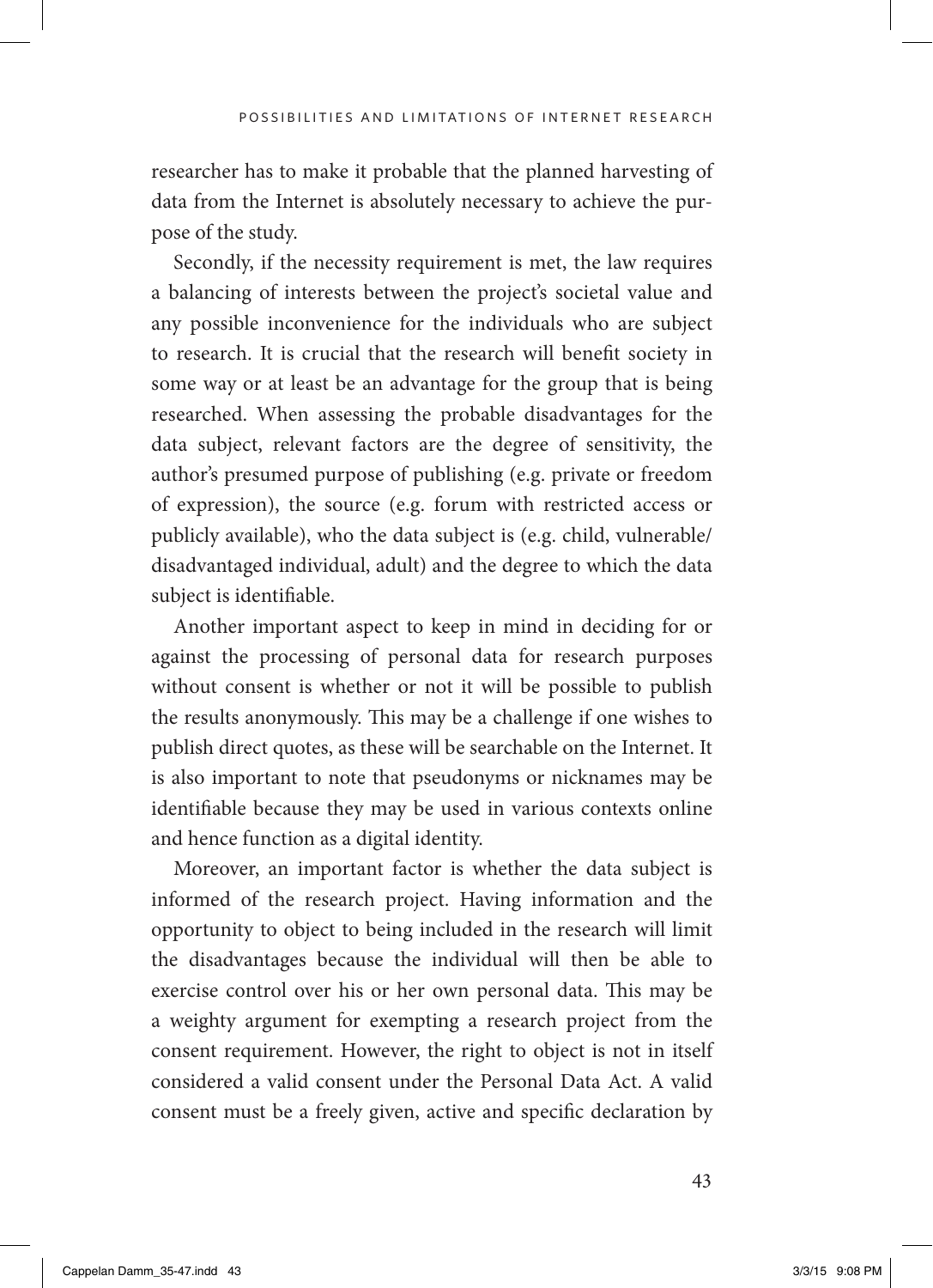researcher has to make it probable that the planned harvesting of data from the Internet is absolutely necessary to achieve the purpose of the study.

Secondly, if the necessity requirement is met, the law requires a balancing of interests between the project's societal value and any possible inconvenience for the individuals who are subject to research. It is crucial that the research will benefit society in some way or at least be an advantage for the group that is being researched. When assessing the probable disadvantages for the data subject, relevant factors are the degree of sensitivity, the author's presumed purpose of publishing (e.g. private or freedom of expression), the source (e.g. forum with restricted access or publicly available), who the data subject is (e.g. child, vulnerable/disadvantaged individual, adult) and the degree to which the data subject is identifiable.

Another important aspect to keep in mind in deciding for or against the processing of personal data for research purposes without consent is whether or not it will be possible to publish the results anonymously. This may be a challenge if one wishes to publish direct quotes, as these will be searchable on the Internet. It is also important to note that pseudonyms or nicknames may be identifiable because they may be used in various contexts online and hence function as a digital identity.

Moreover, an important factor is whether the data subject is informed of the research project. Having information and the opportunity to object to being included in the research will limit the disadvantages because the individual will then be able to exercise control over his or her own personal data. This may be a weighty argument for exempting a research project from the consent requirement. However, the right to object is not in itself considered a valid consent under the Personal Data Act. A valid consent must be a freely given, active and specific declaration by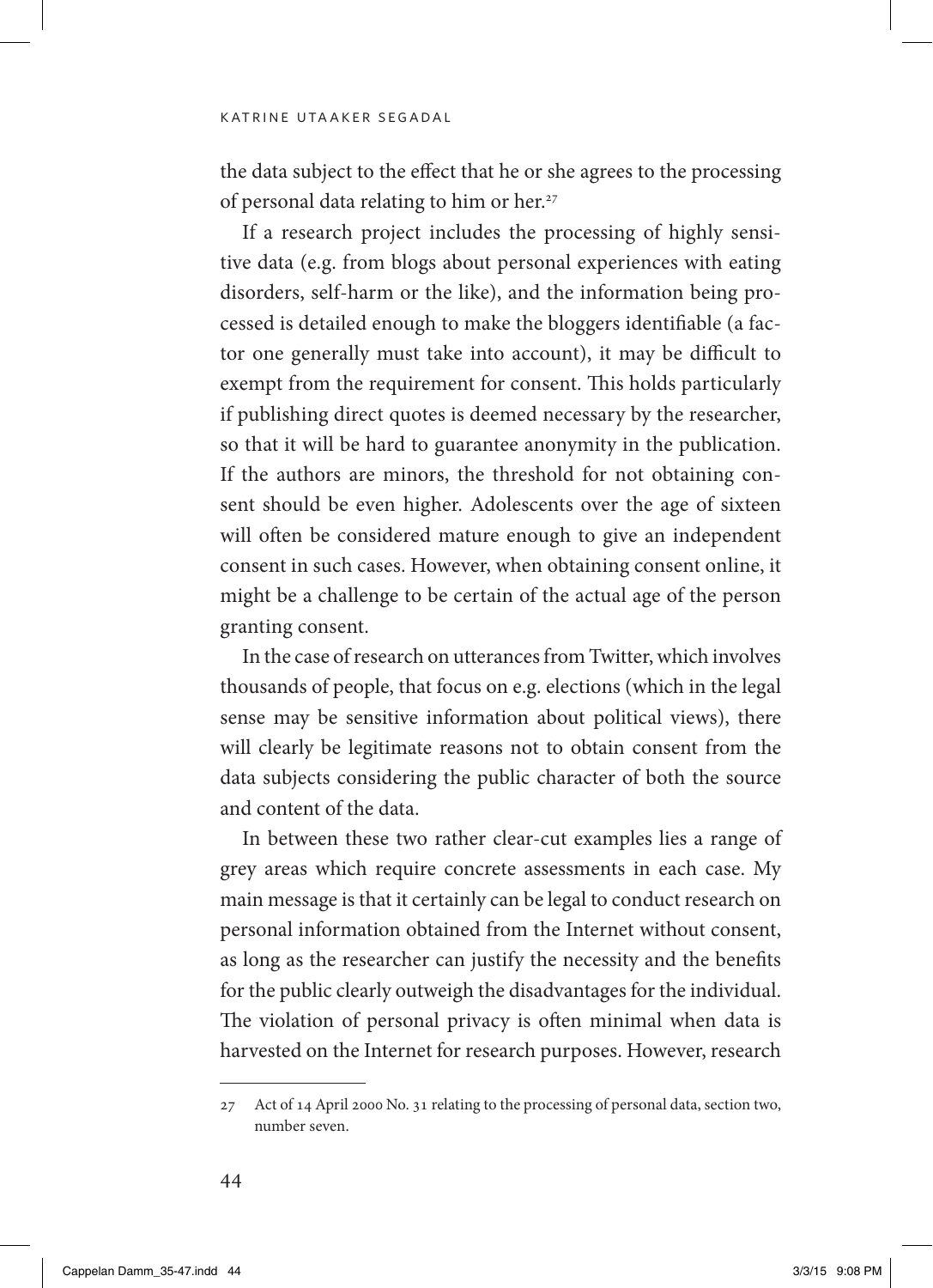the data subject to the effect that he or she agrees to the processing of personal data relating to him or her.[27]

If a research project includes the processing of highly sensitive data (e.g. from blogs about personal experiences with eating disorders, self-harm or the like), and the information being processed is detailed enough to make the bloggers identifiable (a factor one generally must take into account), it may be difficult to exempt from the requirement for consent. This holds particularly if publishing direct quotes is deemed necessary by the researcher, so that it will be hard to guarantee anonymity in the publication. If the authors are minors, the threshold for not obtaining consent should be even higher. Adolescents over the age of sixteen will often be considered mature enough to give an independent consent in such cases. However, when obtaining consent online, it might be a challenge to be certain of the actual age of the person granting consent.

In the case of research on utterances from Twitter, which involves thousands of people, that focus on e.g. elections (which in the legal sense may be sensitive information about political views), there will clearly be legitimate reasons not to obtain consent from the data subjects considering the public character of both the source and content of the data.

In between these two rather clear-cut examples lies a range of grey areas which require concrete assessments in each case. My main message is that it certainly can be legal to conduct research on personal information obtained from the Internet without consent, as long as the researcher can justify the necessity and the benefits for the public clearly outweigh the disadvantages for the individual. The violation of personal privacy is often minimal when data is harvested on the Internet for research purposes. However, research

---

27 Act of 14 April 2000 No. 31 relating to the processing of personal data, section two, number seven.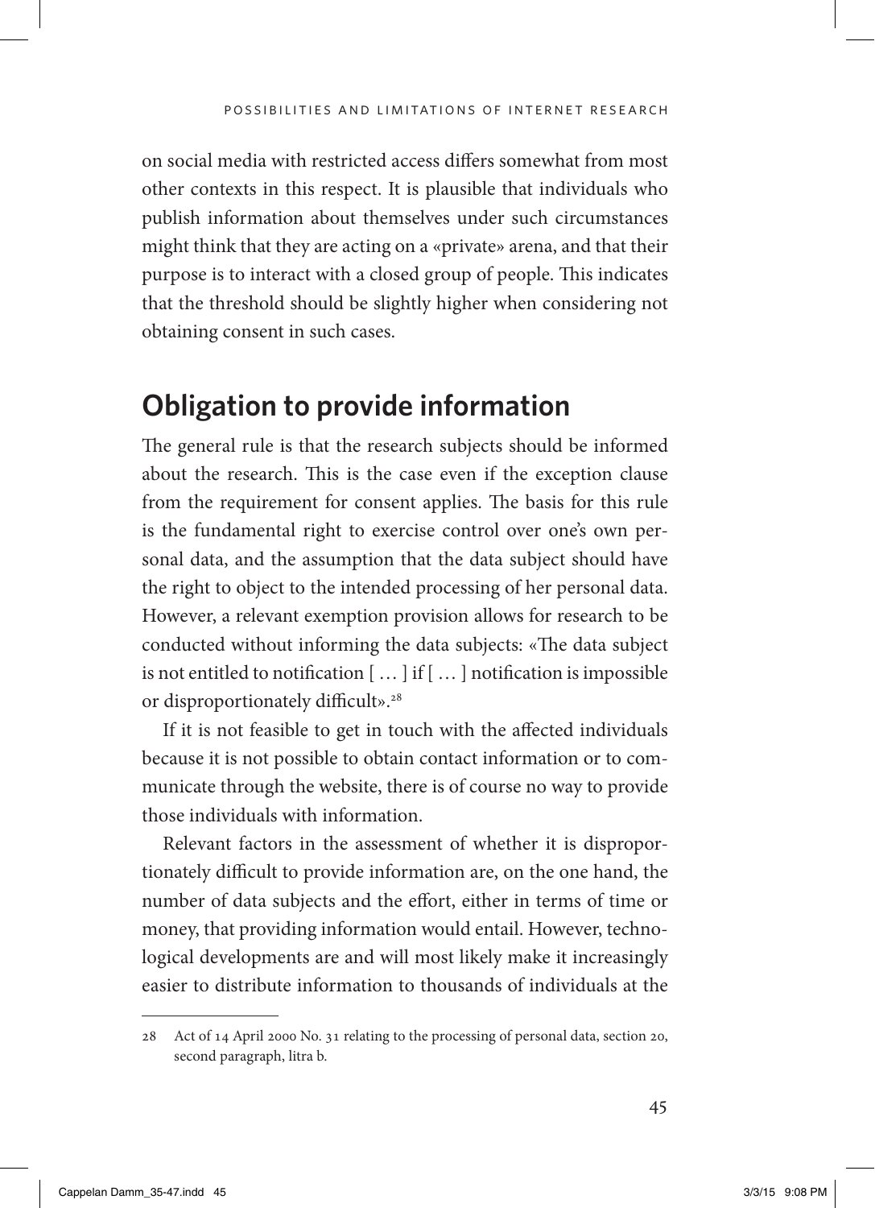on social media with restricted access differs somewhat from most other contexts in this respect. It is plausible that individuals who publish information about themselves under such circumstances might think that they are acting on a «private» arena, and that their purpose is to interact with a closed group of people. This indicates that the threshold should be slightly higher when considering not obtaining consent in such cases.

## Obligation to provide information

The general rule is that the research subjects should be informed about the research. This is the case even if the exception clause from the requirement for consent applies. The basis for this rule is the fundamental right to exercise control over one's own personal data, and the assumption that the data subject should have the right to object to the intended processing of her personal data. However, a relevant exemption provision allows for research to be conducted without informing the data subjects: «The data subject is not entitled to notification [ … ] if [ … ] notification is impossible or disproportionately difficult».[28]

If it is not feasible to get in touch with the affected individuals because it is not possible to obtain contact information or to communicate through the website, there is of course no way to provide those individuals with information.

Relevant factors in the assessment of whether it is disproportionately difficult to provide information are, on the one hand, the number of data subjects and the effort, either in terms of time or money, that providing information would entail. However, technological developments are and will most likely make it increasingly easier to distribute information to thousands of individuals at the

---

28 Act of 14 April 2000 No. 31 relating to the processing of personal data, section 20, second paragraph, litra b.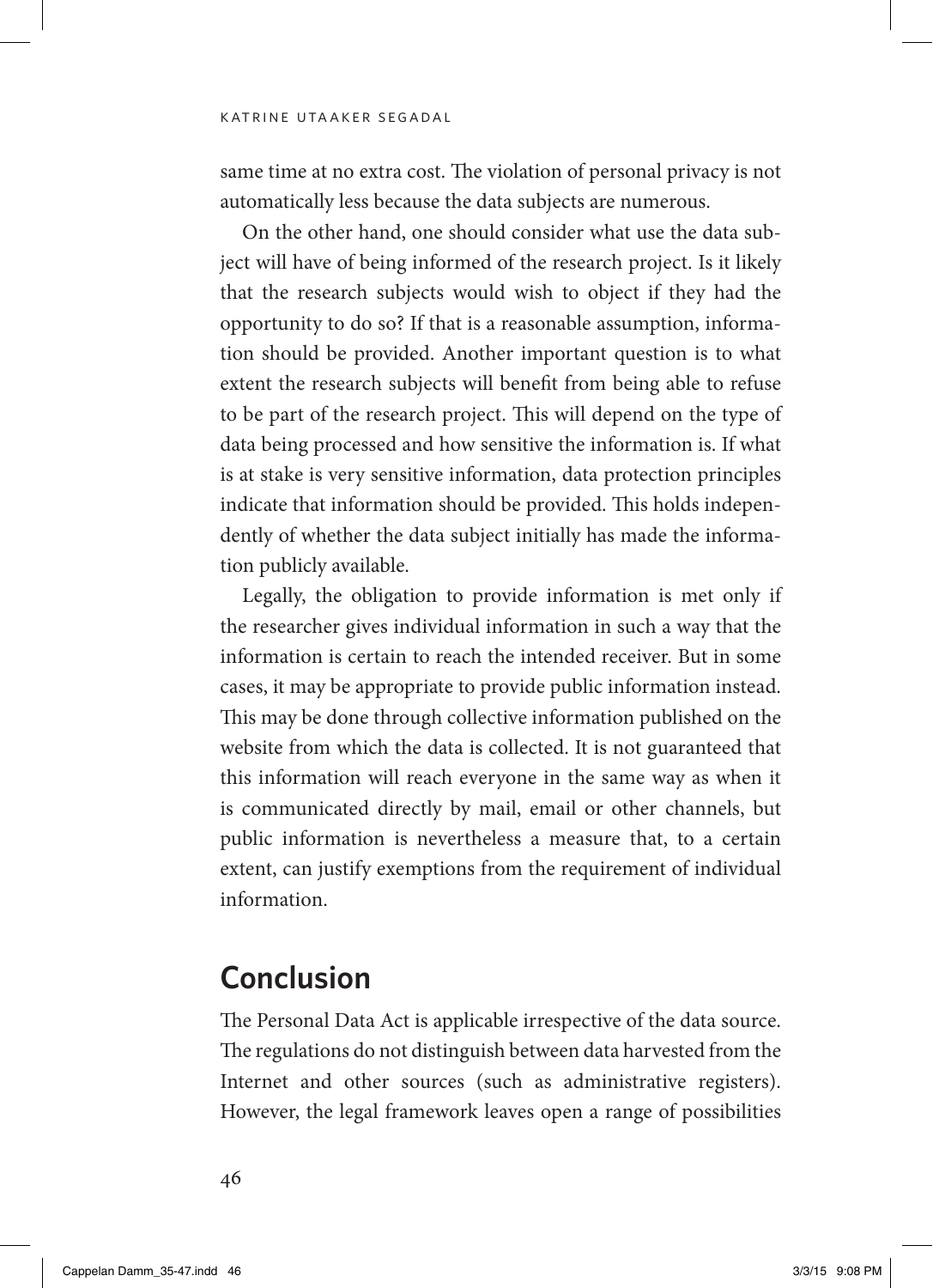same time at no extra cost. The violation of personal privacy is not automatically less because the data subjects are numerous.

On the other hand, one should consider what use the data subject will have of being informed of the research project. Is it likely that the research subjects would wish to object if they had the opportunity to do so? If that is a reasonable assumption, information should be provided. Another important question is to what extent the research subjects will benefit from being able to refuse to be part of the research project. This will depend on the type of data being processed and how sensitive the information is. If what is at stake is very sensitive information, data protection principles indicate that information should be provided. This holds independently of whether the data subject initially has made the information publicly available.

Legally, the obligation to provide information is met only if the researcher gives individual information in such a way that the information is certain to reach the intended receiver. But in some cases, it may be appropriate to provide public information instead. This may be done through collective information published on the website from which the data is collected. It is not guaranteed that this information will reach everyone in the same way as when it is communicated directly by mail, email or other channels, but public information is nevertheless a measure that, to a certain extent, can justify exemptions from the requirement of individual information.

## Conclusion

The Personal Data Act is applicable irrespective of the data source. The regulations do not distinguish between data harvested from the Internet and other sources (such as administrative registers). However, the legal framework leaves open a range of possibilities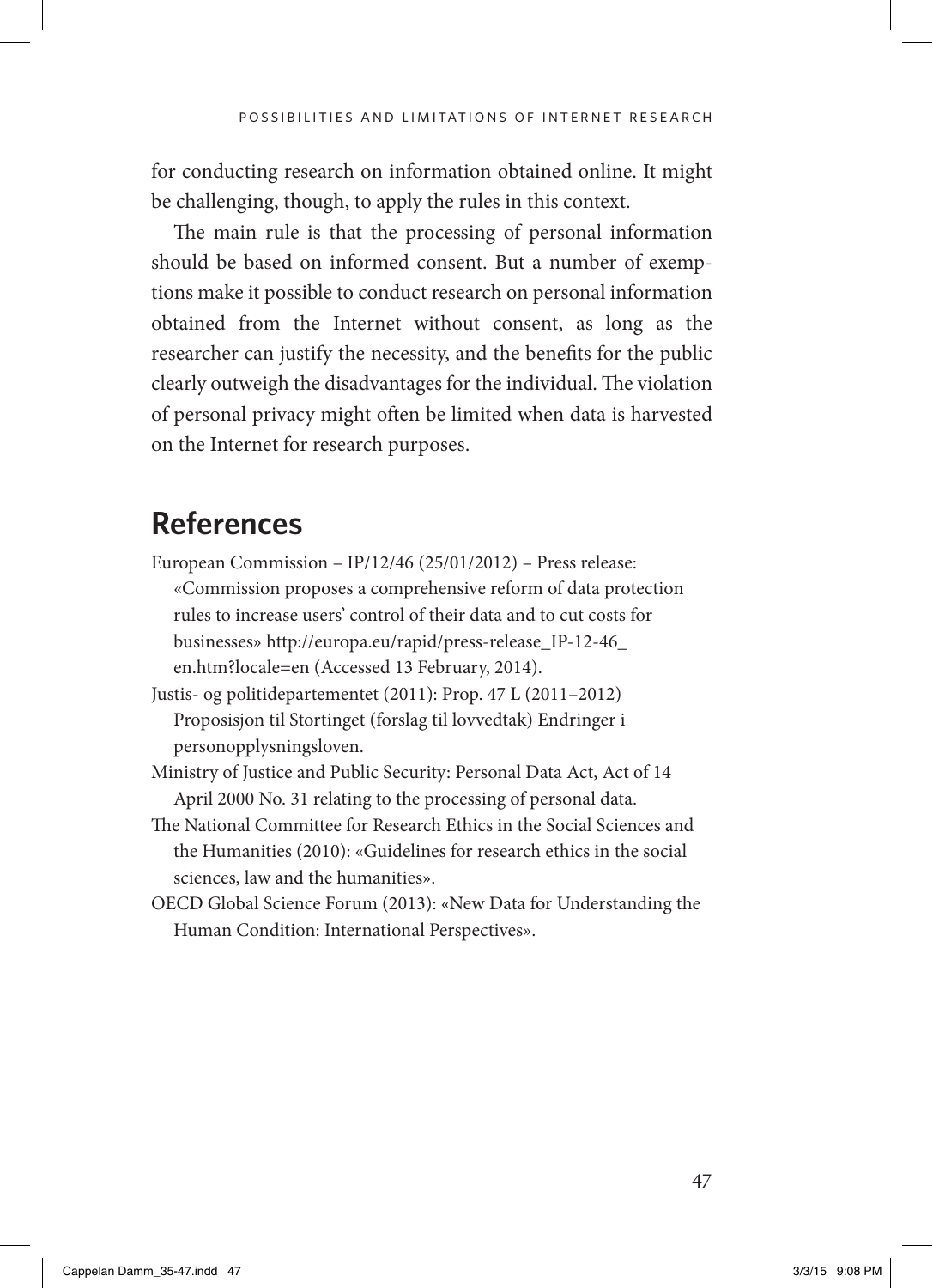for conducting research on information obtained online. It might be challenging, though, to apply the rules in this context.

The main rule is that the processing of personal information should be based on informed consent. But a number of exemptions make it possible to conduct research on personal information obtained from the Internet without consent, as long as the researcher can justify the necessity, and the benefits for the public clearly outweigh the disadvantages for the individual. The violation of personal privacy might often be limited when data is harvested on the Internet for research purposes.

## References

European Commission – IP/12/46 (25/01/2012) – Press release: «Commission proposes a comprehensive reform of data protection rules to increase users' control of their data and to cut costs for businesses» http://europa.eu/rapid/press-release_IP-12-46_en.htm?locale=en (Accessed 13 February, 2014).

Justis- og politidepartementet (2011): Prop. 47 L (2011–2012) Proposisjon til Stortinget (forslag til lovvedtak) Endringer i personopplysningsloven.

Ministry of Justice and Public Security: Personal Data Act, Act of 14 April 2000 No. 31 relating to the processing of personal data.

The National Committee for Research Ethics in the Social Sciences and the Humanities (2010): «Guidelines for research ethics in the social sciences, law and the humanities».

OECD Global Science Forum (2013): «New Data for Understanding the Human Condition: International Perspectives».